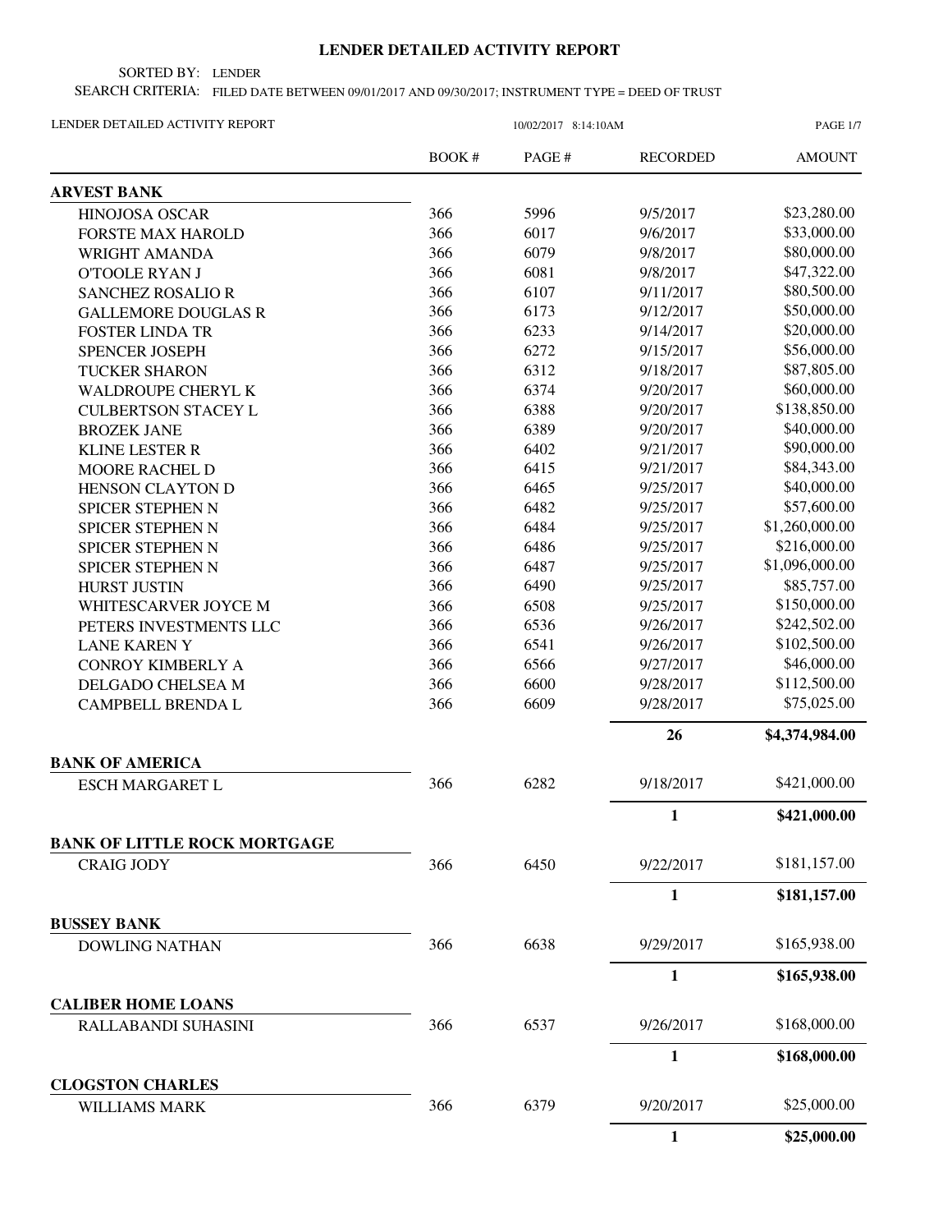# LENDER DETAILED ACTIVITY REPORT

SORTED BY: LENDER

SEARCH CRITERIA: FILED DATE BETWEEN 09/01/2017 AND 09/30/2017; INSTRUMENT TYPE = DEED OF TRUST

LENDER DETAILED ACTIVITY REPORT 10/02/2017 8:14:10AM

| | BOOK # | PAGE # | RECORDED | AMOUNT |
|---|---|---|---|---|
| **ARVEST BANK** | | | | |
| HINOJOSA OSCAR | 366 | 5996 | 9/5/2017 | $23,280.00 |
| FORSTE MAX HAROLD | 366 | 6017 | 9/6/2017 | $33,000.00 |
| WRIGHT AMANDA | 366 | 6079 | 9/8/2017 | $80,000.00 |
| O'TOOLE RYAN J | 366 | 6081 | 9/8/2017 | $47,322.00 |
| SANCHEZ ROSALIO R | 366 | 6107 | 9/11/2017 | $80,500.00 |
| GALLEMORE DOUGLAS R | 366 | 6173 | 9/12/2017 | $50,000.00 |
| FOSTER LINDA TR | 366 | 6233 | 9/14/2017 | $20,000.00 |
| SPENCER JOSEPH | 366 | 6272 | 9/15/2017 | $56,000.00 |
| TUCKER SHARON | 366 | 6312 | 9/18/2017 | $87,805.00 |
| WALDROUPE CHERYL K | 366 | 6374 | 9/20/2017 | $60,000.00 |
| CULBERTSON STACEY L | 366 | 6388 | 9/20/2017 | $138,850.00 |
| BROZEK JANE | 366 | 6389 | 9/20/2017 | $40,000.00 |
| KLINE LESTER R | 366 | 6402 | 9/21/2017 | $90,000.00 |
| MOORE RACHEL D | 366 | 6415 | 9/21/2017 | $84,343.00 |
| HENSON CLAYTON D | 366 | 6465 | 9/25/2017 | $40,000.00 |
| SPICER STEPHEN N | 366 | 6482 | 9/25/2017 | $57,600.00 |
| SPICER STEPHEN N | 366 | 6484 | 9/25/2017 | $1,260,000.00 |
| SPICER STEPHEN N | 366 | 6486 | 9/25/2017 | $216,000.00 |
| SPICER STEPHEN N | 366 | 6487 | 9/25/2017 | $1,096,000.00 |
| HURST JUSTIN | 366 | 6490 | 9/25/2017 | $85,757.00 |
| WHITESCARVER JOYCE M | 366 | 6508 | 9/25/2017 | $150,000.00 |
| PETERS INVESTMENTS LLC | 366 | 6536 | 9/26/2017 | $242,502.00 |
| LANE KAREN Y | 366 | 6541 | 9/26/2017 | $102,500.00 |
| CONROY KIMBERLY A | 366 | 6566 | 9/27/2017 | $46,000.00 |
| DELGADO CHELSEA M | 366 | 6600 | 9/28/2017 | $112,500.00 |
| CAMPBELL BRENDA L | 366 | 6609 | 9/28/2017 | $75,025.00 |
| | | | **26** | **$4,374,984.00** |
| **BANK OF AMERICA** | | | | |
| ESCH MARGARET L | 366 | 6282 | 9/18/2017 | $421,000.00 |
| | | | **1** | **$421,000.00** |
| **BANK OF LITTLE ROCK MORTGAGE** | | | | |
| CRAIG JODY | 366 | 6450 | 9/22/2017 | $181,157.00 |
| | | | **1** | **$181,157.00** |
| **BUSSEY BANK** | | | | |
| DOWLING NATHAN | 366 | 6638 | 9/29/2017 | $165,938.00 |
| | | | **1** | **$165,938.00** |
| **CALIBER HOME LOANS** | | | | |
| RALLABANDI SUHASINI | 366 | 6537 | 9/26/2017 | $168,000.00 |
| | | | **1** | **$168,000.00** |
| **CLOGSTON CHARLES** | | | | |
| WILLIAMS MARK | 366 | 6379 | 9/20/2017 | $25,000.00 |
| | | | **1** | **$25,000.00** |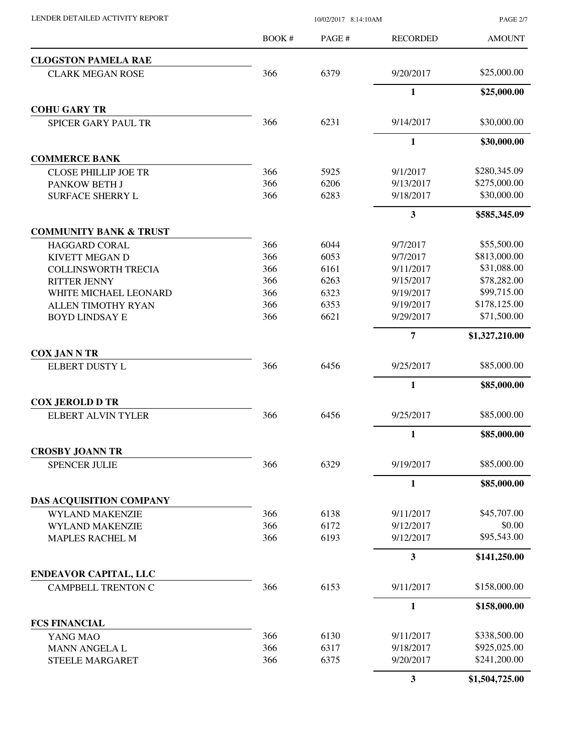| | BOOK # | PAGE # | RECORDED | AMOUNT |
|---|---|---|---|---|
| **CLOGSTON PAMELA RAE** | | | | |
| CLARK MEGAN ROSE | 366 | 6379 | 9/20/2017 | $25,000.00 |
| | | | **1** | **$25,000.00** |
| **COHU GARY TR** | | | | |
| SPICER GARY PAUL TR | 366 | 6231 | 9/14/2017 | $30,000.00 |
| | | | **1** | **$30,000.00** |
| **COMMERCE BANK** | | | | |
| CLOSE PHILLIP JOE TR | 366 | 5925 | 9/1/2017 | $280,345.09 |
| PANKOW BETH J | 366 | 6206 | 9/13/2017 | $275,000.00 |
| SURFACE SHERRY L | 366 | 6283 | 9/18/2017 | $30,000.00 |
| | | | **3** | **$585,345.09** |
| **COMMUNITY BANK & TRUST** | | | | |
| HAGGARD CORAL | 366 | 6044 | 9/7/2017 | $55,500.00 |
| KIVETT MEGAN D | 366 | 6053 | 9/7/2017 | $813,000.00 |
| COLLINSWORTH TRECIA | 366 | 6161 | 9/11/2017 | $31,088.00 |
| RITTER JENNY | 366 | 6263 | 9/15/2017 | $78,282.00 |
| WHITE MICHAEL LEONARD | 366 | 6323 | 9/19/2017 | $99,715.00 |
| ALLEN TIMOTHY RYAN | 366 | 6353 | 9/19/2017 | $178,125.00 |
| BOYD LINDSAY E | 366 | 6621 | 9/29/2017 | $71,500.00 |
| | | | **7** | **$1,327,210.00** |
| **COX JAN N TR** | | | | |
| ELBERT DUSTY L | 366 | 6456 | 9/25/2017 | $85,000.00 |
| | | | **1** | **$85,000.00** |
| **COX JEROLD D TR** | | | | |
| ELBERT ALVIN TYLER | 366 | 6456 | 9/25/2017 | $85,000.00 |
| | | | **1** | **$85,000.00** |
| **CROSBY JOANN TR** | | | | |
| SPENCER JULIE | 366 | 6329 | 9/19/2017 | $85,000.00 |
| | | | **1** | **$85,000.00** |
| **DAS ACQUISITION COMPANY** | | | | |
| WYLAND MAKENZIE | 366 | 6138 | 9/11/2017 | $45,707.00 |
| WYLAND MAKENZIE | 366 | 6172 | 9/12/2017 | $0.00 |
| MAPLES RACHEL M | 366 | 6193 | 9/12/2017 | $95,543.00 |
| | | | **3** | **$141,250.00** |
| **ENDEAVOR CAPITAL, LLC** | | | | |
| CAMPBELL TRENTON C | 366 | 6153 | 9/11/2017 | $158,000.00 |
| | | | **1** | **$158,000.00** |
| **FCS FINANCIAL** | | | | |
| YANG MAO | 366 | 6130 | 9/11/2017 | $338,500.00 |
| MANN ANGELA L | 366 | 6317 | 9/18/2017 | $925,025.00 |
| STEELE MARGARET | 366 | 6375 | 9/20/2017 | $241,200.00 |
| | | | **3** | **$1,504,725.00** |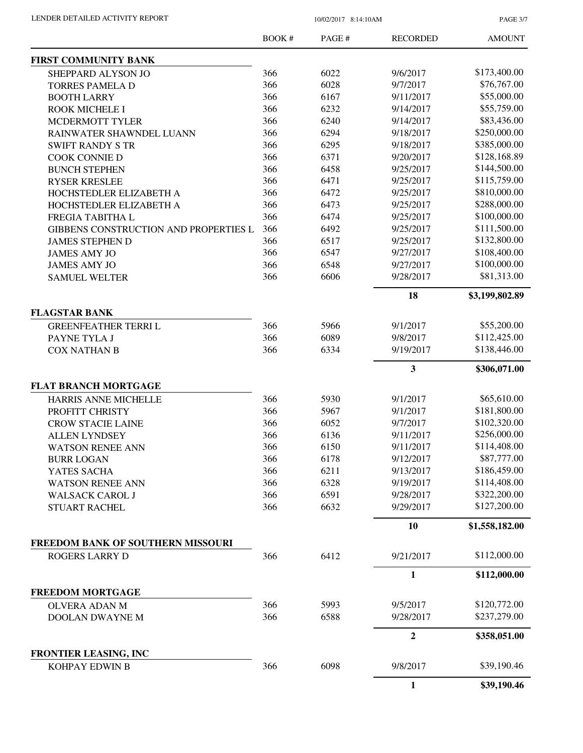| | BOOK # | PAGE # | RECORDED | AMOUNT |
|---|---|---|---|---|
| **FIRST COMMUNITY BANK** | | | | |
| SHEPPARD ALYSON JO | 366 | 6022 | 9/6/2017 | $173,400.00 |
| TORRES PAMELA D | 366 | 6028 | 9/7/2017 | $76,767.00 |
| BOOTH LARRY | 366 | 6167 | 9/11/2017 | $55,000.00 |
| ROOK MICHELE I | 366 | 6232 | 9/14/2017 | $55,759.00 |
| MCDERMOTT TYLER | 366 | 6240 | 9/14/2017 | $83,436.00 |
| RAINWATER SHAWNDEL LUANN | 366 | 6294 | 9/18/2017 | $250,000.00 |
| SWIFT RANDY S TR | 366 | 6295 | 9/18/2017 | $385,000.00 |
| COOK CONNIE D | 366 | 6371 | 9/20/2017 | $128,168.89 |
| BUNCH STEPHEN | 366 | 6458 | 9/25/2017 | $144,500.00 |
| RYSER KRESLEE | 366 | 6471 | 9/25/2017 | $115,759.00 |
| HOCHSTEDLER ELIZABETH A | 366 | 6472 | 9/25/2017 | $810,000.00 |
| HOCHSTEDLER ELIZABETH A | 366 | 6473 | 9/25/2017 | $288,000.00 |
| FREGIA TABITHA L | 366 | 6474 | 9/25/2017 | $100,000.00 |
| GIBBENS CONSTRUCTION AND PROPERTIES L | 366 | 6492 | 9/25/2017 | $111,500.00 |
| JAMES STEPHEN D | 366 | 6517 | 9/25/2017 | $132,800.00 |
| JAMES AMY JO | 366 | 6547 | 9/27/2017 | $108,400.00 |
| JAMES AMY JO | 366 | 6548 | 9/27/2017 | $100,000.00 |
| SAMUEL WELTER | 366 | 6606 | 9/28/2017 | $81,313.00 |
| | | | **18** | **$3,199,802.89** |
| **FLAGSTAR BANK** | | | | |
| GREENFEATHER TERRI L | 366 | 5966 | 9/1/2017 | $55,200.00 |
| PAYNE TYLA J | 366 | 6089 | 9/8/2017 | $112,425.00 |
| COX NATHAN B | 366 | 6334 | 9/19/2017 | $138,446.00 |
| | | | **3** | **$306,071.00** |
| **FLAT BRANCH MORTGAGE** | | | | |
| HARRIS ANNE MICHELLE | 366 | 5930 | 9/1/2017 | $65,610.00 |
| PROFITT CHRISTY | 366 | 5967 | 9/1/2017 | $181,800.00 |
| CROW STACIE LAINE | 366 | 6052 | 9/7/2017 | $102,320.00 |
| ALLEN LYNDSEY | 366 | 6136 | 9/11/2017 | $256,000.00 |
| WATSON RENEE ANN | 366 | 6150 | 9/11/2017 | $114,408.00 |
| BURR LOGAN | 366 | 6178 | 9/12/2017 | $87,777.00 |
| YATES SACHA | 366 | 6211 | 9/13/2017 | $186,459.00 |
| WATSON RENEE ANN | 366 | 6328 | 9/19/2017 | $114,408.00 |
| WALSACK CAROL J | 366 | 6591 | 9/28/2017 | $322,200.00 |
| STUART RACHEL | 366 | 6632 | 9/29/2017 | $127,200.00 |
| | | | **10** | **$1,558,182.00** |
| **FREEDOM BANK OF SOUTHERN MISSOURI** | | | | |
| ROGERS LARRY D | 366 | 6412 | 9/21/2017 | $112,000.00 |
| | | | **1** | **$112,000.00** |
| **FREEDOM MORTGAGE** | | | | |
| OLVERA ADAN M | 366 | 5993 | 9/5/2017 | $120,772.00 |
| DOOLAN DWAYNE M | 366 | 6588 | 9/28/2017 | $237,279.00 |
| | | | **2** | **$358,051.00** |
| **FRONTIER LEASING, INC** | | | | |
| KOHPAY EDWIN B | 366 | 6098 | 9/8/2017 | $39,190.46 |
| | | | **1** | **$39,190.46** |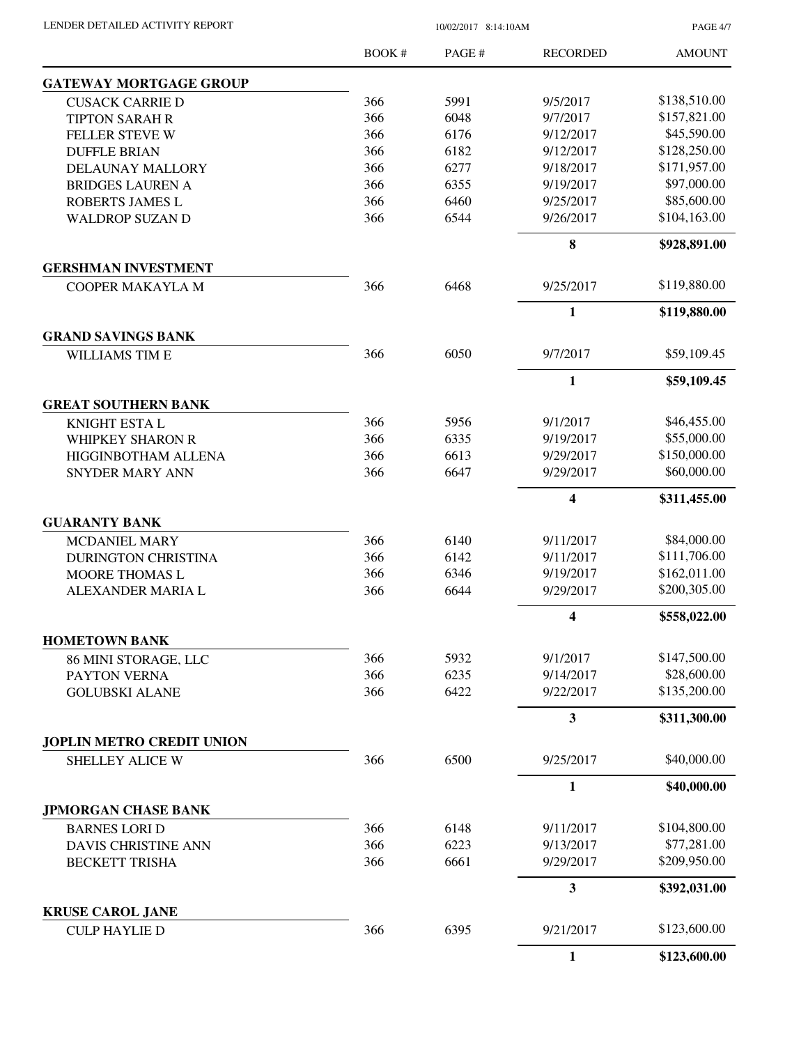| | BOOK # | PAGE # | RECORDED | AMOUNT |
|---|---|---|---|---|
| **GATEWAY MORTGAGE GROUP** | | | | |
| CUSACK CARRIE D | 366 | 5991 | 9/5/2017 | $138,510.00 |
| TIPTON SARAH R | 366 | 6048 | 9/7/2017 | $157,821.00 |
| FELLER STEVE W | 366 | 6176 | 9/12/2017 | $45,590.00 |
| DUFFLE BRIAN | 366 | 6182 | 9/12/2017 | $128,250.00 |
| DELAUNAY MALLORY | 366 | 6277 | 9/18/2017 | $171,957.00 |
| BRIDGES LAUREN A | 366 | 6355 | 9/19/2017 | $97,000.00 |
| ROBERTS JAMES L | 366 | 6460 | 9/25/2017 | $85,600.00 |
| WALDROP SUZAN D | 366 | 6544 | 9/26/2017 | $104,163.00 |
| | | | **8** | **$928,891.00** |
| **GERSHMAN INVESTMENT** | | | | |
| COOPER MAKAYLA M | 366 | 6468 | 9/25/2017 | $119,880.00 |
| | | | **1** | **$119,880.00** |
| **GRAND SAVINGS BANK** | | | | |
| WILLIAMS TIM E | 366 | 6050 | 9/7/2017 | $59,109.45 |
| | | | **1** | **$59,109.45** |
| **GREAT SOUTHERN BANK** | | | | |
| KNIGHT ESTA L | 366 | 5956 | 9/1/2017 | $46,455.00 |
| WHIPKEY SHARON R | 366 | 6335 | 9/19/2017 | $55,000.00 |
| HIGGINBOTHAM ALLENA | 366 | 6613 | 9/29/2017 | $150,000.00 |
| SNYDER MARY ANN | 366 | 6647 | 9/29/2017 | $60,000.00 |
| | | | **4** | **$311,455.00** |
| **GUARANTY BANK** | | | | |
| MCDANIEL MARY | 366 | 6140 | 9/11/2017 | $84,000.00 |
| DURINGTON CHRISTINA | 366 | 6142 | 9/11/2017 | $111,706.00 |
| MOORE THOMAS L | 366 | 6346 | 9/19/2017 | $162,011.00 |
| ALEXANDER MARIA L | 366 | 6644 | 9/29/2017 | $200,305.00 |
| | | | **4** | **$558,022.00** |
| **HOMETOWN BANK** | | | | |
| 86 MINI STORAGE, LLC | 366 | 5932 | 9/1/2017 | $147,500.00 |
| PAYTON VERNA | 366 | 6235 | 9/14/2017 | $28,600.00 |
| GOLUBSKI ALANE | 366 | 6422 | 9/22/2017 | $135,200.00 |
| | | | **3** | **$311,300.00** |
| **JOPLIN METRO CREDIT UNION** | | | | |
| SHELLEY ALICE W | 366 | 6500 | 9/25/2017 | $40,000.00 |
| | | | **1** | **$40,000.00** |
| **JPMORGAN CHASE BANK** | | | | |
| BARNES LORI D | 366 | 6148 | 9/11/2017 | $104,800.00 |
| DAVIS CHRISTINE ANN | 366 | 6223 | 9/13/2017 | $77,281.00 |
| BECKETT TRISHA | 366 | 6661 | 9/29/2017 | $209,950.00 |
| | | | **3** | **$392,031.00** |
| **KRUSE CAROL JANE** | | | | |
| CULP HAYLIE D | 366 | 6395 | 9/21/2017 | $123,600.00 |
| | | | **1** | **$123,600.00** |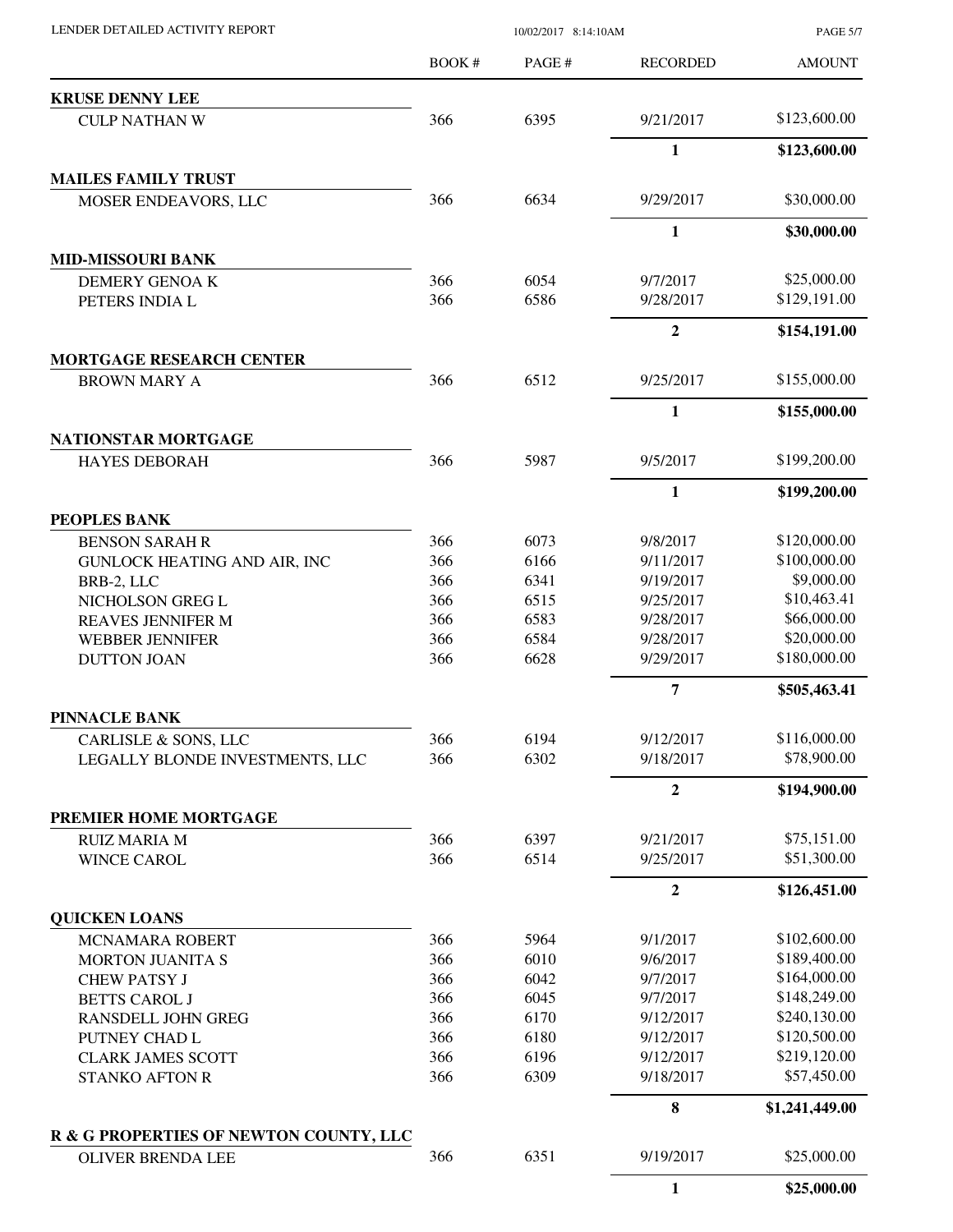LENDER DETAILED ACTIVITY REPORT

| | BOOK # | PAGE # | RECORDED | AMOUNT |
|---|---|---|---|---|
| **KRUSE DENNY LEE** | | | | |
| CULP NATHAN W | 366 | 6395 | 9/21/2017 | $123,600.00 |
| | | | **1** | **$123,600.00** |
| **MAILES FAMILY TRUST** | | | | |
| MOSER ENDEAVORS, LLC | 366 | 6634 | 9/29/2017 | $30,000.00 |
| | | | **1** | **$30,000.00** |
| **MID-MISSOURI BANK** | | | | |
| DEMERY GENOA K | 366 | 6054 | 9/7/2017 | $25,000.00 |
| PETERS INDIA L | 366 | 6586 | 9/28/2017 | $129,191.00 |
| | | | **2** | **$154,191.00** |
| **MORTGAGE RESEARCH CENTER** | | | | |
| BROWN MARY A | 366 | 6512 | 9/25/2017 | $155,000.00 |
| | | | **1** | **$155,000.00** |
| **NATIONSTAR MORTGAGE** | | | | |
| HAYES DEBORAH | 366 | 5987 | 9/5/2017 | $199,200.00 |
| | | | **1** | **$199,200.00** |
| **PEOPLES BANK** | | | | |
| BENSON SARAH R | 366 | 6073 | 9/8/2017 | $120,000.00 |
| GUNLOCK HEATING AND AIR, INC | 366 | 6166 | 9/11/2017 | $100,000.00 |
| BRB-2, LLC | 366 | 6341 | 9/19/2017 | $9,000.00 |
| NICHOLSON GREG L | 366 | 6515 | 9/25/2017 | $10,463.41 |
| REAVES JENNIFER M | 366 | 6583 | 9/28/2017 | $66,000.00 |
| WEBBER JENNIFER | 366 | 6584 | 9/28/2017 | $20,000.00 |
| DUTTON JOAN | 366 | 6628 | 9/29/2017 | $180,000.00 |
| | | | **7** | **$505,463.41** |
| **PINNACLE BANK** | | | | |
| CARLISLE & SONS, LLC | 366 | 6194 | 9/12/2017 | $116,000.00 |
| LEGALLY BLONDE INVESTMENTS, LLC | 366 | 6302 | 9/18/2017 | $78,900.00 |
| | | | **2** | **$194,900.00** |
| **PREMIER HOME MORTGAGE** | | | | |
| RUIZ MARIA M | 366 | 6397 | 9/21/2017 | $75,151.00 |
| WINCE CAROL | 366 | 6514 | 9/25/2017 | $51,300.00 |
| | | | **2** | **$126,451.00** |
| **QUICKEN LOANS** | | | | |
| MCNAMARA ROBERT | 366 | 5964 | 9/1/2017 | $102,600.00 |
| MORTON JUANITA S | 366 | 6010 | 9/6/2017 | $189,400.00 |
| CHEW PATSY J | 366 | 6042 | 9/7/2017 | $164,000.00 |
| BETTS CAROL J | 366 | 6045 | 9/7/2017 | $148,249.00 |
| RANSDELL JOHN GREG | 366 | 6170 | 9/12/2017 | $240,130.00 |
| PUTNEY CHAD L | 366 | 6180 | 9/12/2017 | $120,500.00 |
| CLARK JAMES SCOTT | 366 | 6196 | 9/12/2017 | $219,120.00 |
| STANKO AFTON R | 366 | 6309 | 9/18/2017 | $57,450.00 |
| | | | **8** | **$1,241,449.00** |
| **R & G PROPERTIES OF NEWTON COUNTY, LLC** | | | | |
| OLIVER BRENDA LEE | 366 | 6351 | 9/19/2017 | $25,000.00 |
| | | | **1** | **$25,000.00** |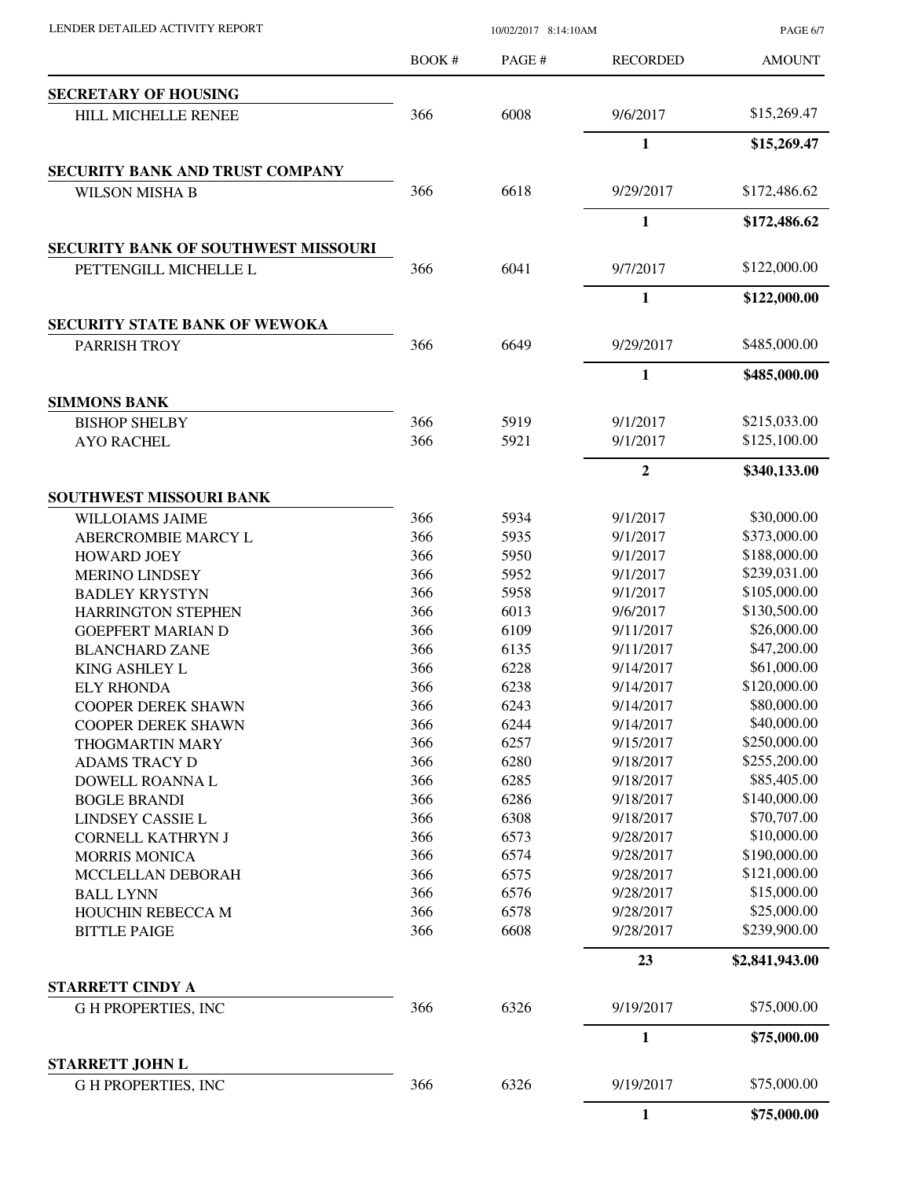| | BOOK # | PAGE # | RECORDED | AMOUNT |
|---|---|---|---|---|
| **SECRETARY OF HOUSING** | | | | |
| HILL MICHELLE RENEE | 366 | 6008 | 9/6/2017 | $15,269.47 |
| | | | **1** | **$15,269.47** |
| **SECURITY BANK AND TRUST COMPANY** | | | | |
| WILSON MISHA B | 366 | 6618 | 9/29/2017 | $172,486.62 |
| | | | **1** | **$172,486.62** |
| **SECURITY BANK OF SOUTHWEST MISSOURI** | | | | |
| PETTENGILL MICHELLE L | 366 | 6041 | 9/7/2017 | $122,000.00 |
| | | | **1** | **$122,000.00** |
| **SECURITY STATE BANK OF WEWOKA** | | | | |
| PARRISH TROY | 366 | 6649 | 9/29/2017 | $485,000.00 |
| | | | **1** | **$485,000.00** |
| **SIMMONS BANK** | | | | |
| BISHOP SHELBY | 366 | 5919 | 9/1/2017 | $215,033.00 |
| AYO RACHEL | 366 | 5921 | 9/1/2017 | $125,100.00 |
| | | | **2** | **$340,133.00** |
| **SOUTHWEST MISSOURI BANK** | | | | |
| WILLOIAMS JAIME | 366 | 5934 | 9/1/2017 | $30,000.00 |
| ABERCROMBIE MARCY L | 366 | 5935 | 9/1/2017 | $373,000.00 |
| HOWARD JOEY | 366 | 5950 | 9/1/2017 | $188,000.00 |
| MERINO LINDSEY | 366 | 5952 | 9/1/2017 | $239,031.00 |
| BADLEY KRYSTYN | 366 | 5958 | 9/1/2017 | $105,000.00 |
| HARRINGTON STEPHEN | 366 | 6013 | 9/6/2017 | $130,500.00 |
| GOEPFERT MARIAN D | 366 | 6109 | 9/11/2017 | $26,000.00 |
| BLANCHARD ZANE | 366 | 6135 | 9/11/2017 | $47,200.00 |
| KING ASHLEY L | 366 | 6228 | 9/14/2017 | $61,000.00 |
| ELY RHONDA | 366 | 6238 | 9/14/2017 | $120,000.00 |
| COOPER DEREK SHAWN | 366 | 6243 | 9/14/2017 | $80,000.00 |
| COOPER DEREK SHAWN | 366 | 6244 | 9/14/2017 | $40,000.00 |
| THOGMARTIN MARY | 366 | 6257 | 9/15/2017 | $250,000.00 |
| ADAMS TRACY D | 366 | 6280 | 9/18/2017 | $255,200.00 |
| DOWELL ROANNA L | 366 | 6285 | 9/18/2017 | $85,405.00 |
| BOGLE BRANDI | 366 | 6286 | 9/18/2017 | $140,000.00 |
| LINDSEY CASSIE L | 366 | 6308 | 9/18/2017 | $70,707.00 |
| CORNELL KATHRYN J | 366 | 6573 | 9/28/2017 | $10,000.00 |
| MORRIS MONICA | 366 | 6574 | 9/28/2017 | $190,000.00 |
| MCCLELLAN DEBORAH | 366 | 6575 | 9/28/2017 | $121,000.00 |
| BALL LYNN | 366 | 6576 | 9/28/2017 | $15,000.00 |
| HOUCHIN REBECCA M | 366 | 6578 | 9/28/2017 | $25,000.00 |
| BITTLE PAIGE | 366 | 6608 | 9/28/2017 | $239,900.00 |
| | | | **23** | **$2,841,943.00** |
| **STARRETT CINDY A** | | | | |
| G H PROPERTIES, INC | 366 | 6326 | 9/19/2017 | $75,000.00 |
| | | | **1** | **$75,000.00** |
| **STARRETT JOHN L** | | | | |
| G H PROPERTIES, INC | 366 | 6326 | 9/19/2017 | $75,000.00 |
| | | | **1** | **$75,000.00** |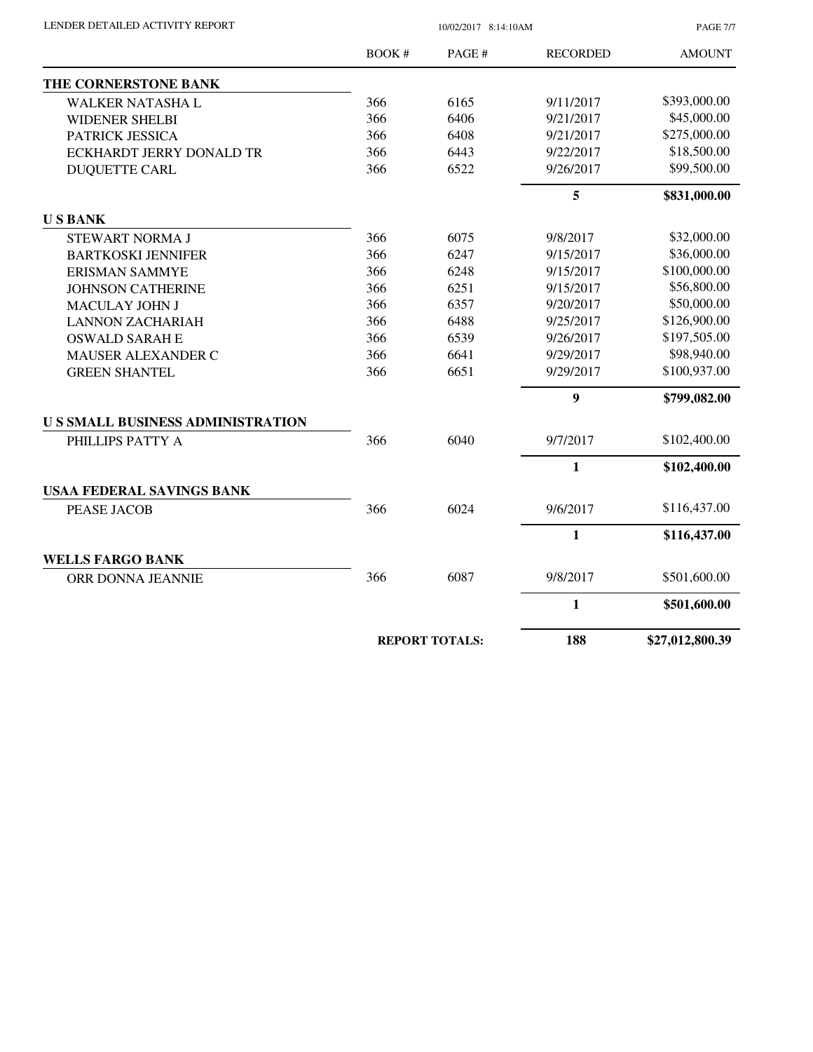| | BOOK # | PAGE # | RECORDED | AMOUNT |
|---|---|---|---|---|
| **THE CORNERSTONE BANK** | | | | |
| WALKER NATASHA L | 366 | 6165 | 9/11/2017 | $393,000.00 |
| WIDENER SHELBI | 366 | 6406 | 9/21/2017 | $45,000.00 |
| PATRICK JESSICA | 366 | 6408 | 9/21/2017 | $275,000.00 |
| ECKHARDT JERRY DONALD TR | 366 | 6443 | 9/22/2017 | $18,500.00 |
| DUQUETTE CARL | 366 | 6522 | 9/26/2017 | $99,500.00 |
| | | | **5** | **$831,000.00** |
| **U S BANK** | | | | |
| STEWART NORMA J | 366 | 6075 | 9/8/2017 | $32,000.00 |
| BARTKOSKI JENNIFER | 366 | 6247 | 9/15/2017 | $36,000.00 |
| ERISMAN SAMMYE | 366 | 6248 | 9/15/2017 | $100,000.00 |
| JOHNSON CATHERINE | 366 | 6251 | 9/15/2017 | $56,800.00 |
| MACULAY JOHN J | 366 | 6357 | 9/20/2017 | $50,000.00 |
| LANNON ZACHARIAH | 366 | 6488 | 9/25/2017 | $126,900.00 |
| OSWALD SARAH E | 366 | 6539 | 9/26/2017 | $197,505.00 |
| MAUSER ALEXANDER C | 366 | 6641 | 9/29/2017 | $98,940.00 |
| GREEN SHANTEL | 366 | 6651 | 9/29/2017 | $100,937.00 |
| | | | **9** | **$799,082.00** |
| **U S SMALL BUSINESS ADMINISTRATION** | | | | |
| PHILLIPS PATTY A | 366 | 6040 | 9/7/2017 | $102,400.00 |
| | | | **1** | **$102,400.00** |
| **USAA FEDERAL SAVINGS BANK** | | | | |
| PEASE JACOB | 366 | 6024 | 9/6/2017 | $116,437.00 |
| | | | **1** | **$116,437.00** |
| **WELLS FARGO BANK** | | | | |
| ORR DONNA JEANNIE | 366 | 6087 | 9/8/2017 | $501,600.00 |
| | | | **1** | **$501,600.00** |
| | **REPORT TOTALS:** | | **188** | **$27,012,800.39** |